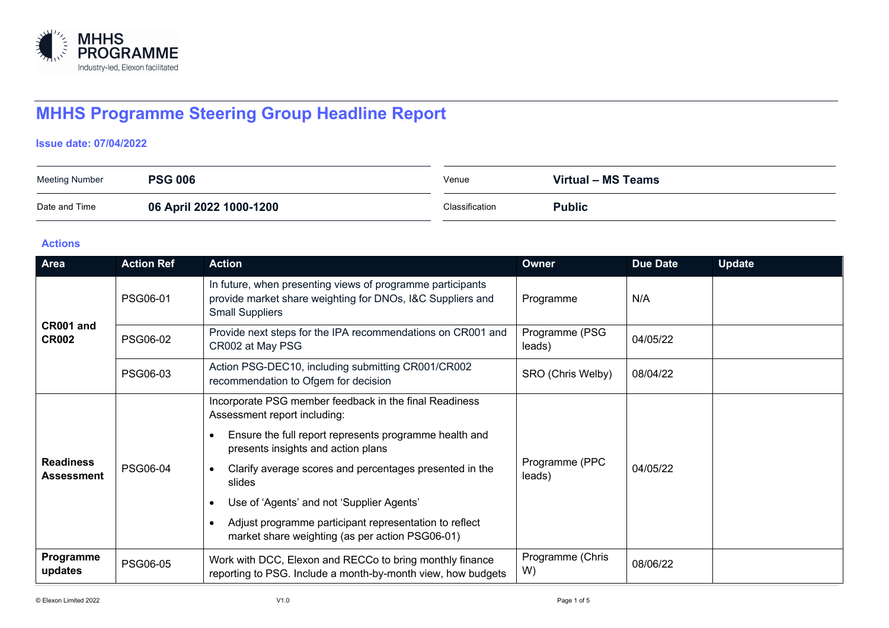# MHHS Programme Steering Group Headline Report

**Issue date: 07/04/2022**

| | | | |
|---|---|---|---|
| Meeting Number | **PSG 006** | Venue | **Virtual – MS Teams** |
| Date and Time | **06 April 2022 1000-1200** | Classification | **Public** |

## Actions

| Area | Action Ref | Action | Owner | Due Date | Update |
|---|---|---|---|---|---|
| **CR001 and CR002** | PSG06-01 | In future, when presenting views of programme participants provide market share weighting for DNOs, I&C Suppliers and Small Suppliers | Programme | N/A | |
| | PSG06-02 | Provide next steps for the IPA recommendations on CR001 and CR002 at May PSG | Programme (PSG leads) | 04/05/22 | |
| | PSG06-03 | Action PSG-DEC10, including submitting CR001/CR002 recommendation to Ofgem for decision | SRO (Chris Welby) | 08/04/22 | |
| **Readiness Assessment** | PSG06-04 | Incorporate PSG member feedback in the final Readiness Assessment report including: <br>• Ensure the full report represents programme health and presents insights and action plans <br>• Clarify average scores and percentages presented in the slides <br>• Use of 'Agents' and not 'Supplier Agents' <br>• Adjust programme participant representation to reflect market share weighting (as per action PSG06-01) | Programme (PPC leads) | 04/05/22 | |
| **Programme updates** | PSG06-05 | Work with DCC, Elexon and RECCo to bring monthly finance reporting to PSG. Include a month-by-month view, how budgets | Programme (Chris W) | 08/06/22 | |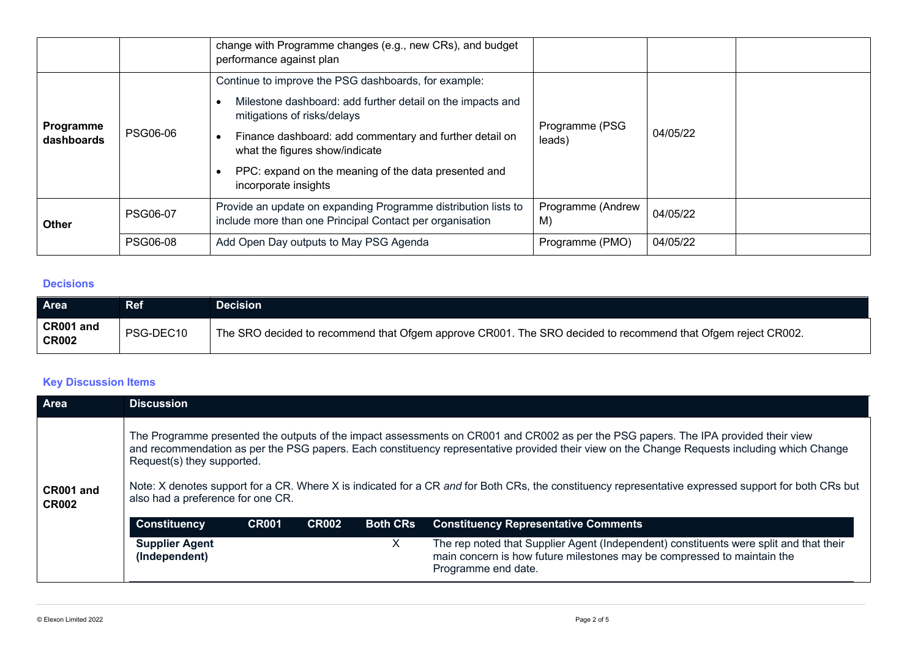| | | change with Programme changes (e.g., new CRs), and budget performance against plan | | | |
|---|---|---|---|---|---|
| **Programme dashboards** | PSG06-06 | Continue to improve the PSG dashboards, for example:<br>• Milestone dashboard: add further detail on the impacts and mitigations of risks/delays<br>• Finance dashboard: add commentary and further detail on what the figures show/indicate<br>• PPC: expand on the meaning of the data presented and incorporate insights | Programme (PSG leads) | 04/05/22 | |
| **Other** | PSG06-07 | Provide an update on expanding Programme distribution lists to include more than one Principal Contact per organisation | Programme (Andrew M) | 04/05/22 | |
| | PSG06-08 | Add Open Day outputs to May PSG Agenda | Programme (PMO) | 04/05/22 | |

### Decisions

| Area | Ref | Decision |
|---|---|---|
| **CR001 and CR002** | PSG-DEC10 | The SRO decided to recommend that Ofgem approve CR001. The SRO decided to recommend that Ofgem reject CR002. |

### Key Discussion Items

| Area | Discussion |
|---|---|
| **CR001 and CR002** | The Programme presented the outputs of the impact assessments on CR001 and CR002 as per the PSG papers. The IPA provided their view and recommendation as per the PSG papers. Each constituency representative provided their view on the Change Requests including which Change Request(s) they supported.<br><br>Note: X denotes support for a CR. Where X is indicated for a CR *and* for Both CRs, the constituency representative expressed support for both CRs but also had a preference for one CR. |

| Constituency | CR001 | CR002 | Both CRs | Constituency Representative Comments |
|---|---|---|---|---|
| **Supplier Agent (Independent)** | | | X | The rep noted that Supplier Agent (Independent) constituents were split and that their main concern is how future milestones may be compressed to maintain the Programme end date. |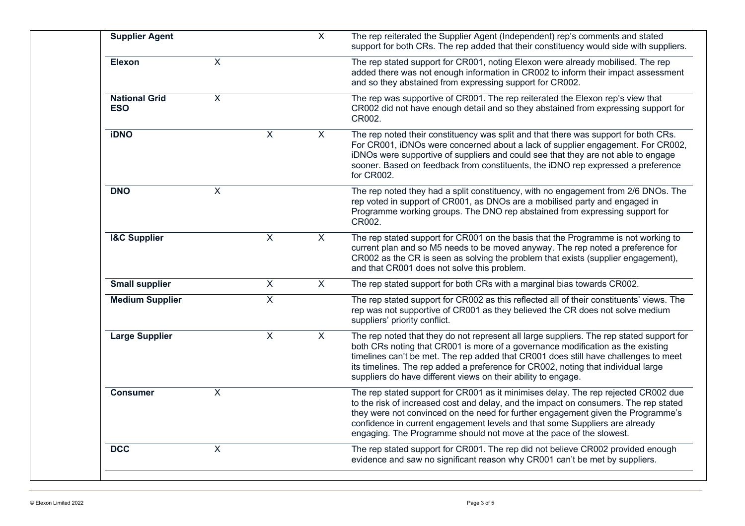| | | | | |
|---|---|---|---|---|
| **Supplier Agent** | | | X | The rep reiterated the Supplier Agent (Independent) rep's comments and stated support for both CRs. The rep added that their constituency would side with suppliers. |
| **Elexon** | X | | | The rep stated support for CR001, noting Elexon were already mobilised. The rep added there was not enough information in CR002 to inform their impact assessment and so they abstained from expressing support for CR002. |
| **National Grid ESO** | X | | | The rep was supportive of CR001. The rep reiterated the Elexon rep's view that CR002 did not have enough detail and so they abstained from expressing support for CR002. |
| **iDNO** | | X | X | The rep noted their constituency was split and that there was support for both CRs. For CR001, iDNOs were concerned about a lack of supplier engagement. For CR002, iDNOs were supportive of suppliers and could see that they are not able to engage sooner. Based on feedback from constituents, the iDNO rep expressed a preference for CR002. |
| **DNO** | X | | | The rep noted they had a split constituency, with no engagement from 2/6 DNOs. The rep voted in support of CR001, as DNOs are a mobilised party and engaged in Programme working groups. The DNO rep abstained from expressing support for CR002. |
| **I&C Supplier** | | X | X | The rep stated support for CR001 on the basis that the Programme is not working to current plan and so M5 needs to be moved anyway. The rep noted a preference for CR002 as the CR is seen as solving the problem that exists (supplier engagement), and that CR001 does not solve this problem. |
| **Small supplier** | | X | X | The rep stated support for both CRs with a marginal bias towards CR002. |
| **Medium Supplier** | | X | | The rep stated support for CR002 as this reflected all of their constituents' views. The rep was not supportive of CR001 as they believed the CR does not solve medium suppliers' priority conflict. |
| **Large Supplier** | | X | X | The rep noted that they do not represent all large suppliers. The rep stated support for both CRs noting that CR001 is more of a governance modification as the existing timelines can't be met. The rep added that CR001 does still have challenges to meet its timelines. The rep added a preference for CR002, noting that individual large suppliers do have different views on their ability to engage. |
| **Consumer** | X | | | The rep stated support for CR001 as it minimises delay. The rep rejected CR002 due to the risk of increased cost and delay, and the impact on consumers. The rep stated they were not convinced on the need for further engagement given the Programme's confidence in current engagement levels and that some Suppliers are already engaging. The Programme should not move at the pace of the slowest. |
| **DCC** | X | | | The rep stated support for CR001. The rep did not believe CR002 provided enough evidence and saw no significant reason why CR001 can't be met by suppliers. |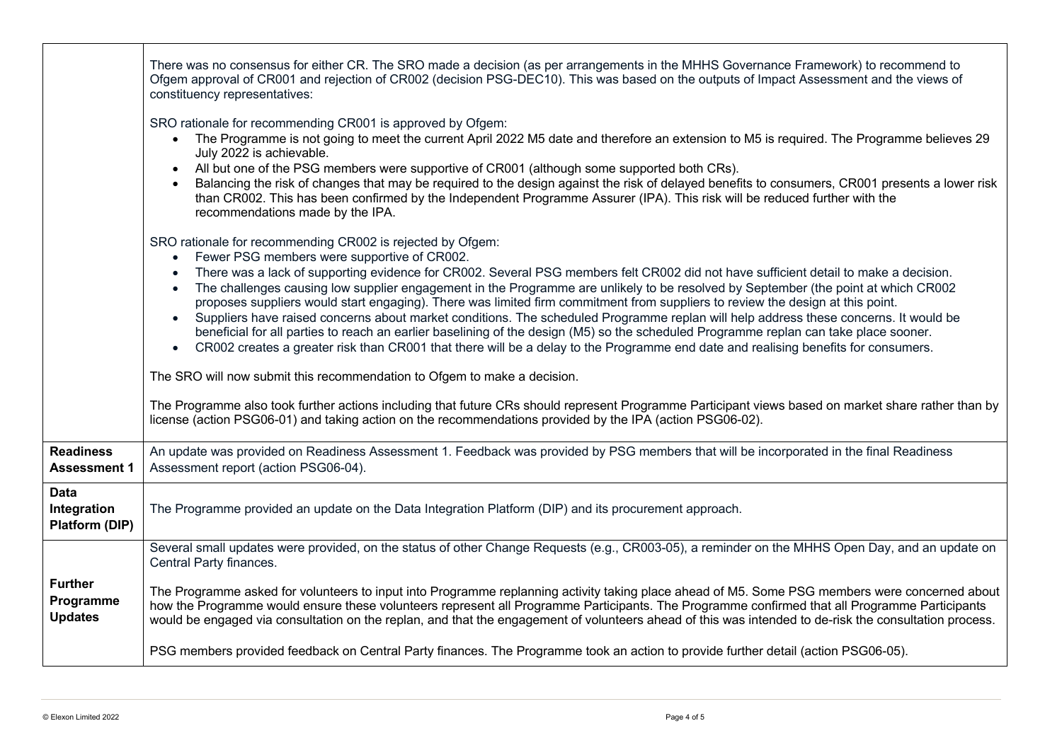| | |
|---|---|
| | There was no consensus for either CR. The SRO made a decision (as per arrangements in the MHHS Governance Framework) to recommend to Ofgem approval of CR001 and rejection of CR002 (decision PSG-DEC10). This was based on the outputs of Impact Assessment and the views of constituency representatives:<br><br>SRO rationale for recommending CR001 is approved by Ofgem:<br>• The Programme is not going to meet the current April 2022 M5 date and therefore an extension to M5 is required. The Programme believes 29 July 2022 is achievable.<br>• All but one of the PSG members were supportive of CR001 (although some supported both CRs).<br>• Balancing the risk of changes that may be required to the design against the risk of delayed benefits to consumers, CR001 presents a lower risk than CR002. This has been confirmed by the Independent Programme Assurer (IPA). This risk will be reduced further with the recommendations made by the IPA.<br><br>SRO rationale for recommending CR002 is rejected by Ofgem:<br>• Fewer PSG members were supportive of CR002.<br>• There was a lack of supporting evidence for CR002. Several PSG members felt CR002 did not have sufficient detail to make a decision.<br>• The challenges causing low supplier engagement in the Programme are unlikely to be resolved by September (the point at which CR002 proposes suppliers would start engaging). There was limited firm commitment from suppliers to review the design at this point.<br>• Suppliers have raised concerns about market conditions. The scheduled Programme replan will help address these concerns. It would be beneficial for all parties to reach an earlier baselining of the design (M5) so the scheduled Programme replan can take place sooner.<br>• CR002 creates a greater risk than CR001 that there will be a delay to the Programme end date and realising benefits for consumers.<br><br>The SRO will now submit this recommendation to Ofgem to make a decision.<br><br>The Programme also took further actions including that future CRs should represent Programme Participant views based on market share rather than by license (action PSG06-01) and taking action on the recommendations provided by the IPA (action PSG06-02). |
| **Readiness Assessment 1** | An update was provided on Readiness Assessment 1. Feedback was provided by PSG members that will be incorporated in the final Readiness Assessment report (action PSG06-04). |
| **Data Integration Platform (DIP)** | The Programme provided an update on the Data Integration Platform (DIP) and its procurement approach. |
| **Further Programme Updates** | Several small updates were provided, on the status of other Change Requests (e.g., CR003-05), a reminder on the MHHS Open Day, and an update on Central Party finances.<br><br>The Programme asked for volunteers to input into Programme replanning activity taking place ahead of M5. Some PSG members were concerned about how the Programme would ensure these volunteers represent all Programme Participants. The Programme confirmed that all Programme Participants would be engaged via consultation on the replan, and that the engagement of volunteers ahead of this was intended to de-risk the consultation process.<br><br>PSG members provided feedback on Central Party finances. The Programme took an action to provide further detail (action PSG06-05). |

© Elexon Limited 2022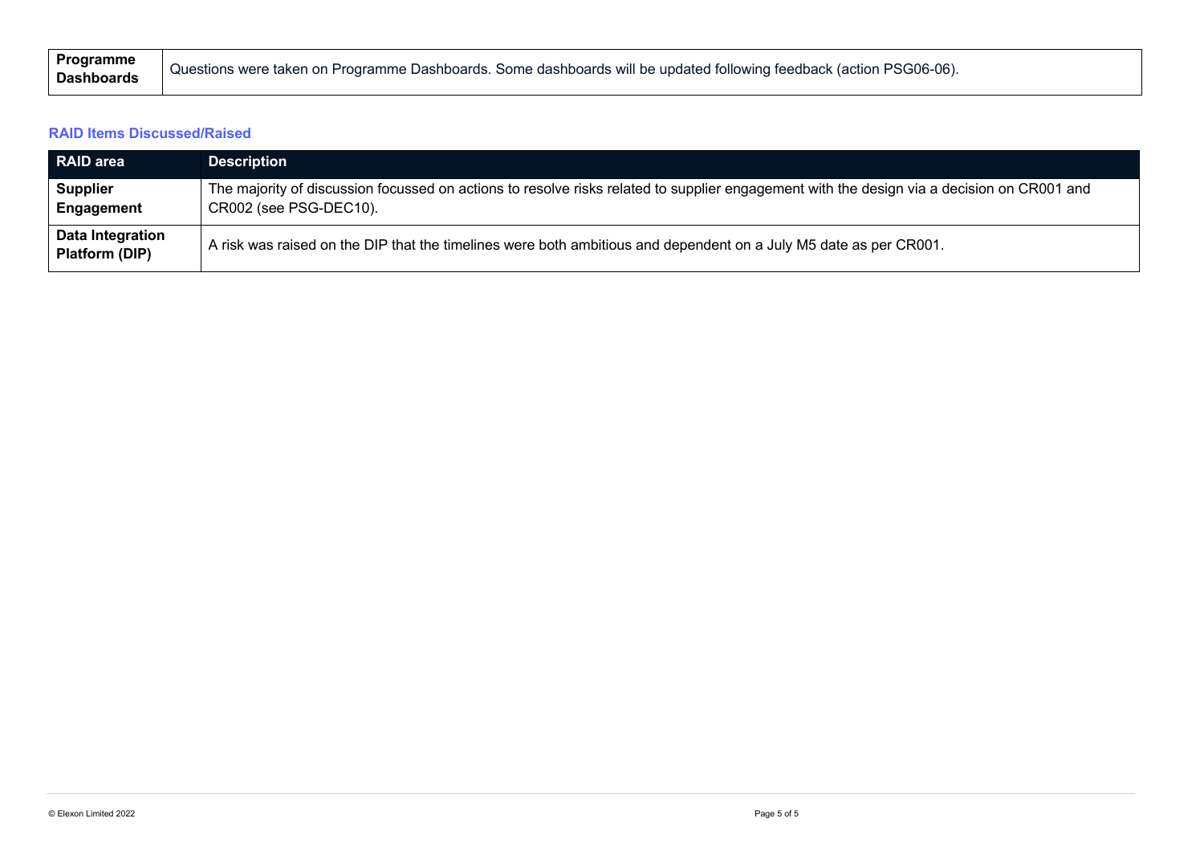| | |
|---|---|
| **Programme Dashboards** | Questions were taken on Programme Dashboards. Some dashboards will be updated following feedback (action PSG06-06). |

### RAID Items Discussed/Raised

| RAID area | Description |
|---|---|
| **Supplier Engagement** | The majority of discussion focussed on actions to resolve risks related to supplier engagement with the design via a decision on CR001 and CR002 (see PSG-DEC10). |
| **Data Integration Platform (DIP)** | A risk was raised on the DIP that the timelines were both ambitious and dependent on a July M5 date as per CR001. |

© Elexon Limited 2022